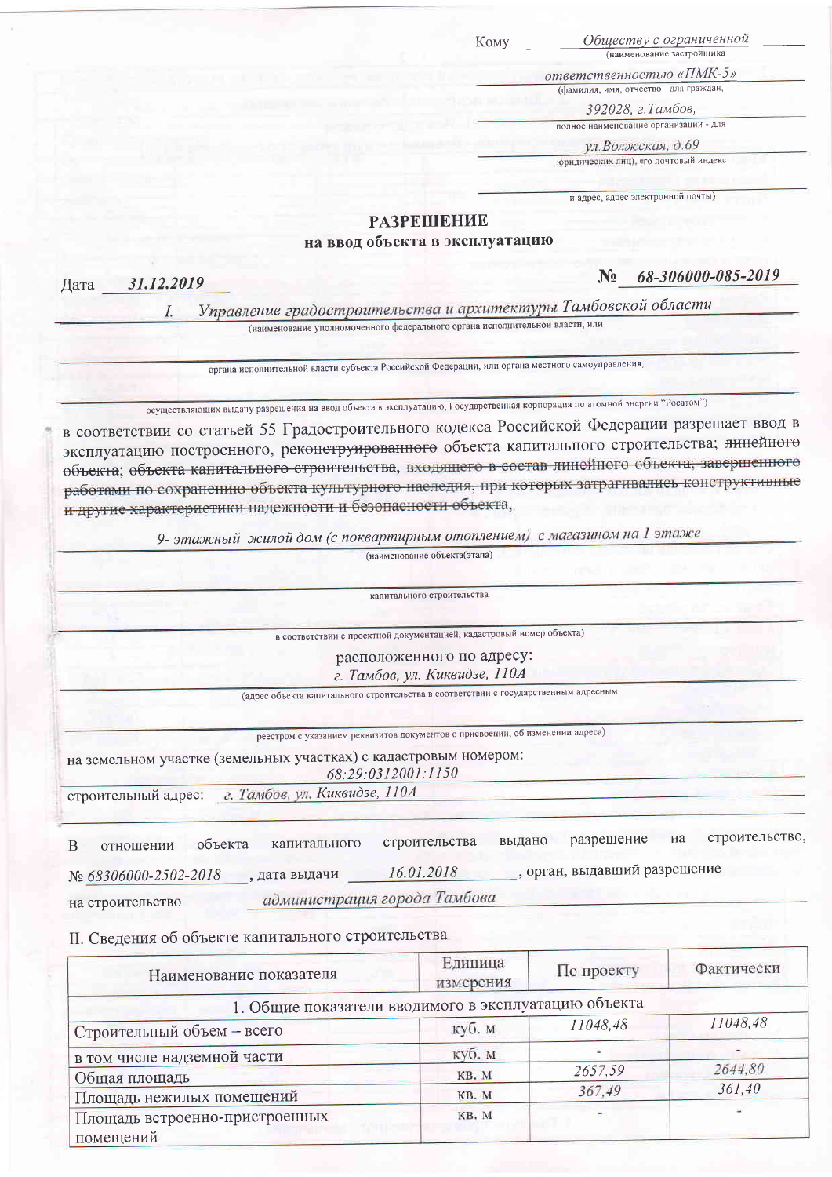Кому *Обществу с ограниченной*
(наименование застройщика

*ответственностью «ПМК-5»*
(фамилия, имя, отчество - для граждан,

*392028, г.Тамбов,*
полное наименование организации - для

*ул.Волжская, д.69*
юридических лиц), его почтовый индекс

и адрес, адрес электронной почты)

## РАЗРЕШЕНИЕ
### на ввод объекта в эксплуатацию

Дата *31.12.2019* № *68-306000-085-2019*

I. *Управление градостроительства и архитектуры Тамбовской области*
(наименование уполномоченного федерального органа исполнительной власти, или

органа исполнительной власти субъекта Российской Федерации, или органа местного самоуправления,

осуществляющих выдачу разрешения на ввод объекта в эксплуатацию, Государственная корпорация по атомной энергии "Росатом")

в соответствии со статьей 55 Градостроительного кодекса Российской Федерации разрешает ввод в эксплуатацию построенного, ~~реконструированного~~ объекта капитального строительства; ~~линейного объекта; объекта капитального строительства, входящего в состав линейного объекта; завершенного работами по сохранению объекта культурного наследия, при которых затрагивались конструктивные и другие характеристики надежности и безопасности объекта,~~

*9- этажный жилой дом (с поквартирным отоплением) с магазином на 1 этаже*
(наименование объекта(этапа)

капитального строительства

в соответствии с проектной документацией, кадастровый номер объекта)

расположенного по адресу:
*г. Тамбов, ул. Киквидзе, 110А*
(адрес объекта капитального строительства в соответствии с государственным адресным

реестром с указанием реквизитов документов о присвоении, об изменении адреса)

на земельном участке (земельных участках) с кадастровым номером:
*68:29:0312001:1150*

строительный адрес: *г. Тамбов, ул. Киквидзе, 110А*

В отношении объекта капитального строительства выдано разрешение на строительство, № *68306000-2502-2018*, дата выдачи *16.01.2018*, орган, выдавший разрешение на строительство *администрация города Тамбова*

II. Сведения об объекте капитального строительства

| Наименование показателя | Единица измерения | По проекту | Фактически |
|---|---|---|---|
| 1. Общие показатели вводимого в эксплуатацию объекта | | | |
| Строительный объем – всего | куб. м | 11048,48 | 11048,48 |
| в том числе надземной части | куб. м | - | - |
| Общая площадь | кв. м | 2657,59 | 2644,80 |
| Площадь нежилых помещений | кв. м | 367,49 | 361,40 |
| Площадь встроенно-пристроенных помещений | кв. м | - | - |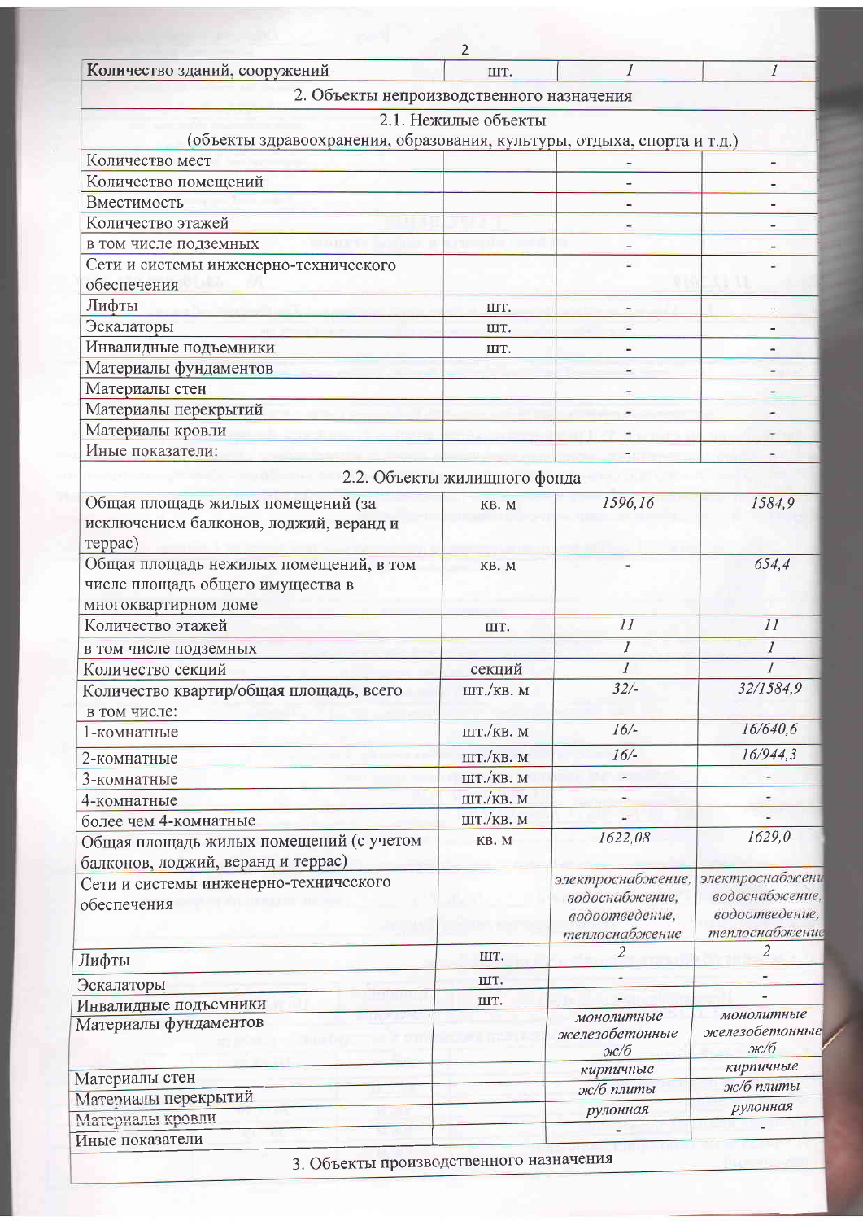| Количество зданий, сооружений | шт. | *1* | *1* |
|---|---|---|---|
| 2. Объекты непроизводственного назначения | | | |
| 2.1. Нежилые объекты (объекты здравоохранения, образования, культуры, отдыха, спорта и т.д.) | | | |
| Количество мест | | - | - |
| Количество помещений | | - | - |
| Вместимость | | - | - |
| Количество этажей | | - | - |
| в том числе подземных | | - | - |
| Сети и системы инженерно-технического обеспечения | | - | - |
| Лифты | шт. | - | - |
| Эскалаторы | шт. | - | - |
| Инвалидные подъемники | шт. | - | - |
| Материалы фундаментов | | - | - |
| Материалы стен | | - | - |
| Материалы перекрытий | | - | - |
| Материалы кровли | | - | - |
| Иные показатели: | | - | - |
| 2.2. Объекты жилищного фонда | | | |
| Общая площадь жилых помещений (за исключением балконов, лоджий, веранд и террас) | кв. м | *1596,16* | *1584,9* |
| Общая площадь нежилых помещений, в том числе площадь общего имущества в многоквартирном доме | кв. м | - | *654,4* |
| Количество этажей | шт. | *11* | *11* |
| в том числе подземных | | *1* | *1* |
| Количество секций | секций | *1* | *1* |
| Количество квартир/общая площадь, всего в том числе: | шт./кв. м | *32/-* | *32/1584,9* |
| 1-комнатные | шт./кв. м | *16/-* | *16/640,6* |
| 2-комнатные | шт./кв. м | *16/-* | *16/944,3* |
| 3-комнатные | шт./кв. м | - | - |
| 4-комнатные | шт./кв. м | - | - |
| более чем 4-комнатные | шт./кв. м | - | - |
| Общая площадь жилых помещений (с учетом балконов, лоджий, веранд и террас) | кв. м | *1622,08* | *1629,0* |
| Сети и системы инженерно-технического обеспечения | | *электроснабжение, водоснабжение, водоотведение, теплоснабжение* | *электроснабжение, водоснабжение, водоотведение, теплоснабжение* |
| Лифты | шт. | *2* | *2* |
| Эскалаторы | шт. | - | - |
| Инвалидные подъемники | шт. | - | - |
| Материалы фундаментов | | *монолитные железобетонные ж/б* | *монолитные железобетонные ж/б* |
| Материалы стен | | *кирпичные* | *кирпичные* |
| Материалы перекрытий | | *ж/б плиты* | *ж/б плиты* |
| Материалы кровли | | *рулонная* | *рулонная* |
| Иные показатели | | - | - |
| 3. Объекты производственного назначения | | | |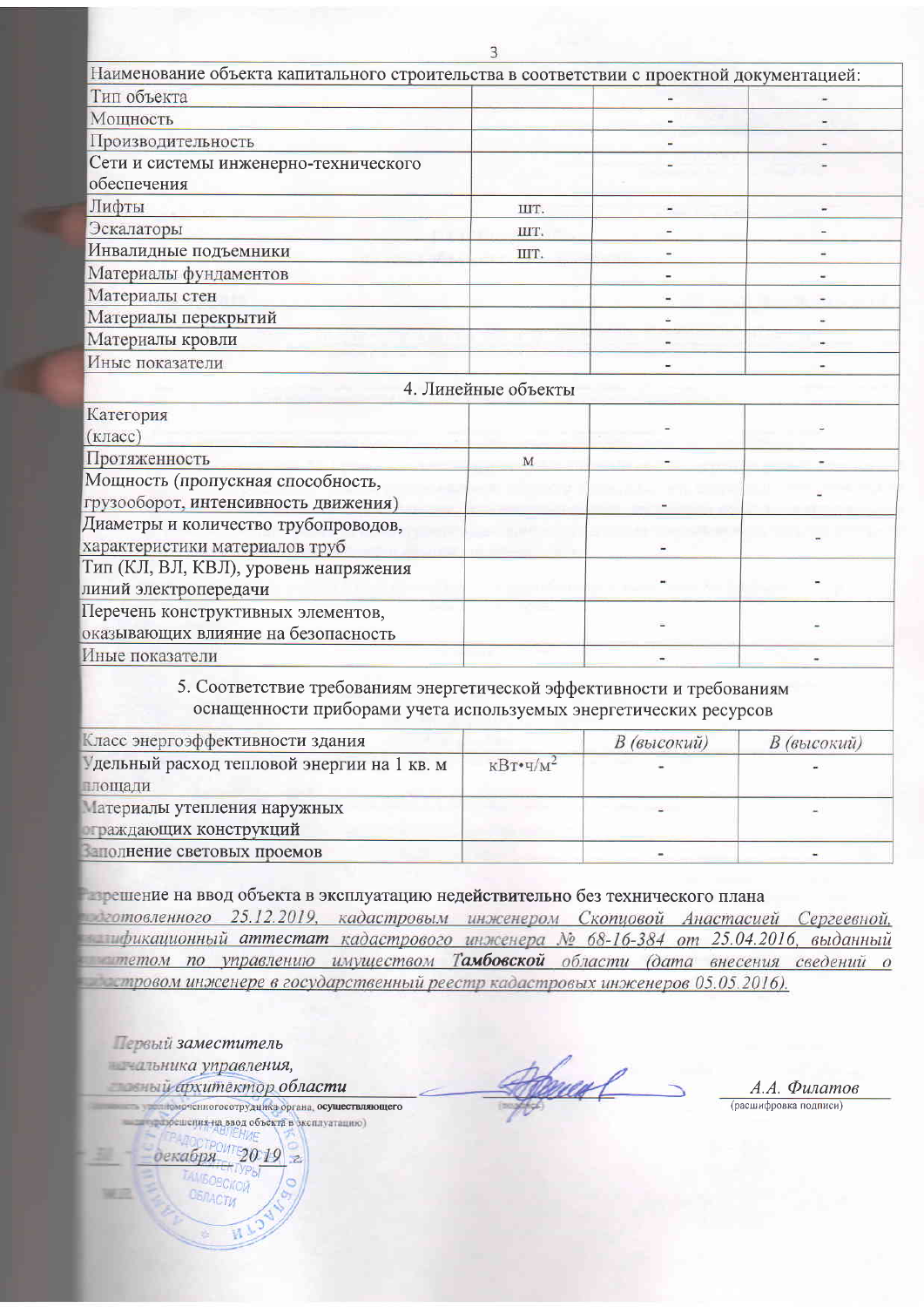| Наименование объекта капитального строительства в соответствии с проектной документацией: | | | |
| --- | --- | --- | --- |
| Тип объекта | | - | - |
| Мощность | | - | - |
| Производительность | | - | - |
| Сети и системы инженерно-технического обеспечения | | - | - |
| Лифты | шт. | - | - |
| Эскалаторы | шт. | - | - |
| Инвалидные подъемники | шт. | - | - |
| Материалы фундаментов | | - | - |
| Материалы стен | | - | - |
| Материалы перекрытий | | - | - |
| Материалы кровли | | - | - |
| Иные показатели | | - | - |
| **4. Линейные объекты** | | | |
| Категория (класс) | | - | - |
| Протяженность | м | - | - |
| Мощность (пропускная способность, грузооборот, интенсивность движения) | | - | - |
| Диаметры и количество трубопроводов, характеристики материалов труб | | - | - |
| Тип (КЛ, ВЛ, КВЛ), уровень напряжения линий электропередачи | | - | - |
| Перечень конструктивных элементов, оказывающих влияние на безопасность | | - | - |
| Иные показатели | | - | - |
| **5. Соответствие требованиям энергетической эффективности и требованиям оснащенности приборами учета используемых энергетических ресурсов** | | | |
| Класс энергоэффективности здания | | *В (высокий)* | *В (высокий)* |
| Удельный расход тепловой энергии на 1 кв. м площади | кВт•ч/м$^2$ | - | - |
| Материалы утепления наружных ограждающих конструкций | | - | - |
| Заполнение световых проемов | | - | - |

Разрешение на ввод объекта в эксплуатацию недействительно без технического плана *подготовленного 25.12.2019, кадастровым инженером Скопцовой Анастасией Сергеевной, квалификационный аттестат кадастрового инженера № 68-16-384 от 25.04.2016, выданный комитетом по управлению имуществом Тамбовской области (дата внесения сведений о кадастровом инженере в государственный реестр кадастровых инженеров 05.05.2016).*

| *Первый заместитель начальника управления, главный архитектор области* | | *А.А. Филатов* |
| --- | --- | --- |
| (должность уполномоченного сотрудника органа, осуществляющего выдачу разрешения на ввод объекта в эксплуатацию) | (подпись) | (расшифровка подписи) |

« *30* » *декабря* 20*19* г.

М.П.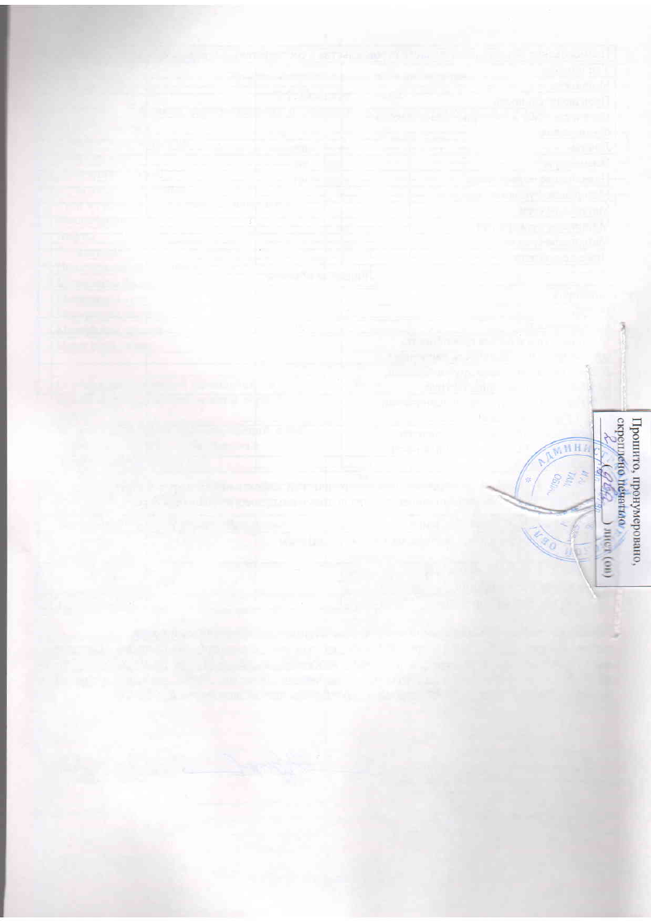Прошито, пронумеровано, скреплено печатью 2 (два) лист (ов)